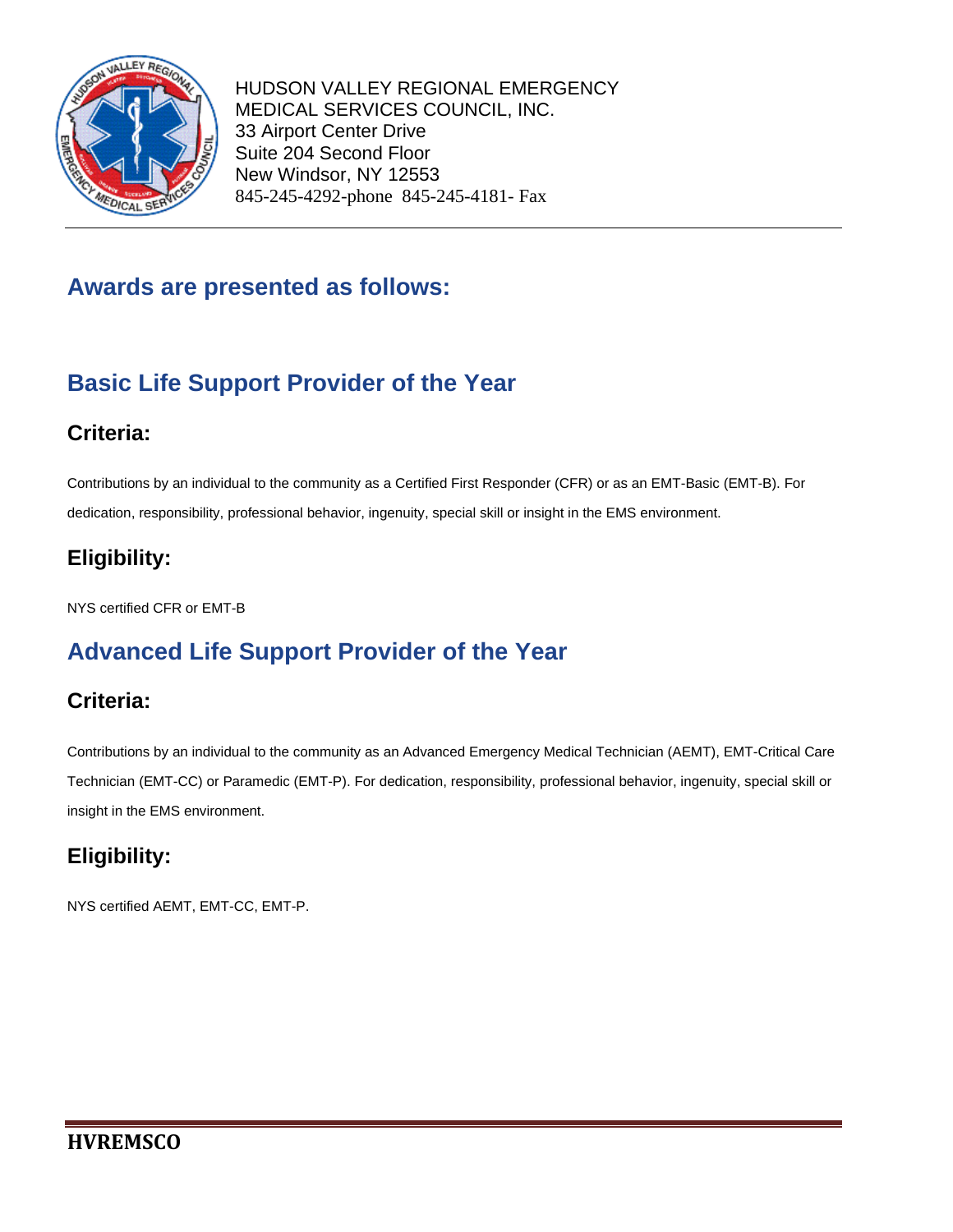HUDSON VALLEY REGIONAL EMERGENCY MEDICAL SERVICES COUNCIL, INC.
33 Airport Center Drive
Suite 204 Second Floor
New Windsor, NY 12553
845-245-4292-phone 845-245-4181- Fax

## Awards are presented as follows:

## Basic Life Support Provider of the Year

### Criteria:

Contributions by an individual to the community as a Certified First Responder (CFR) or as an EMT-Basic (EMT-B). For dedication, responsibility, professional behavior, ingenuity, special skill or insight in the EMS environment.

### Eligibility:

NYS certified CFR or EMT-B

## Advanced Life Support Provider of the Year

### Criteria:

Contributions by an individual to the community as an Advanced Emergency Medical Technician (AEMT), EMT-Critical Care Technician (EMT-CC) or Paramedic (EMT-P). For dedication, responsibility, professional behavior, ingenuity, special skill or insight in the EMS environment.

### Eligibility:

NYS certified AEMT, EMT-CC, EMT-P.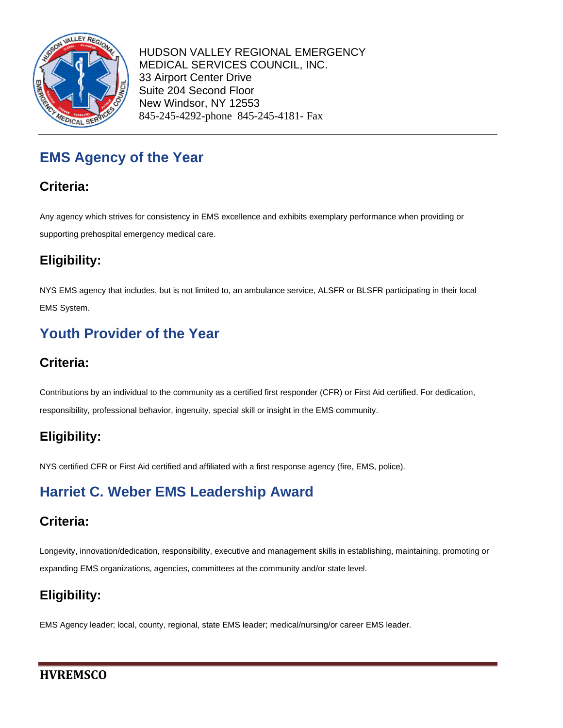HUDSON VALLEY REGIONAL EMERGENCY MEDICAL SERVICES COUNCIL, INC.
33 Airport Center Drive
Suite 204 Second Floor
New Windsor, NY 12553
845-245-4292-phone 845-245-4181- Fax

## EMS Agency of the Year

### Criteria:

Any agency which strives for consistency in EMS excellence and exhibits exemplary performance when providing or supporting prehospital emergency medical care.

### Eligibility:

NYS EMS agency that includes, but is not limited to, an ambulance service, ALSFR or BLSFR participating in their local EMS System.

## Youth Provider of the Year

### Criteria:

Contributions by an individual to the community as a certified first responder (CFR) or First Aid certified. For dedication, responsibility, professional behavior, ingenuity, special skill or insight in the EMS community.

### Eligibility:

NYS certified CFR or First Aid certified and affiliated with a first response agency (fire, EMS, police).

## Harriet C. Weber EMS Leadership Award

### Criteria:

Longevity, innovation/dedication, responsibility, executive and management skills in establishing, maintaining, promoting or expanding EMS organizations, agencies, committees at the community and/or state level.

### Eligibility:

EMS Agency leader; local, county, regional, state EMS leader; medical/nursing/or career EMS leader.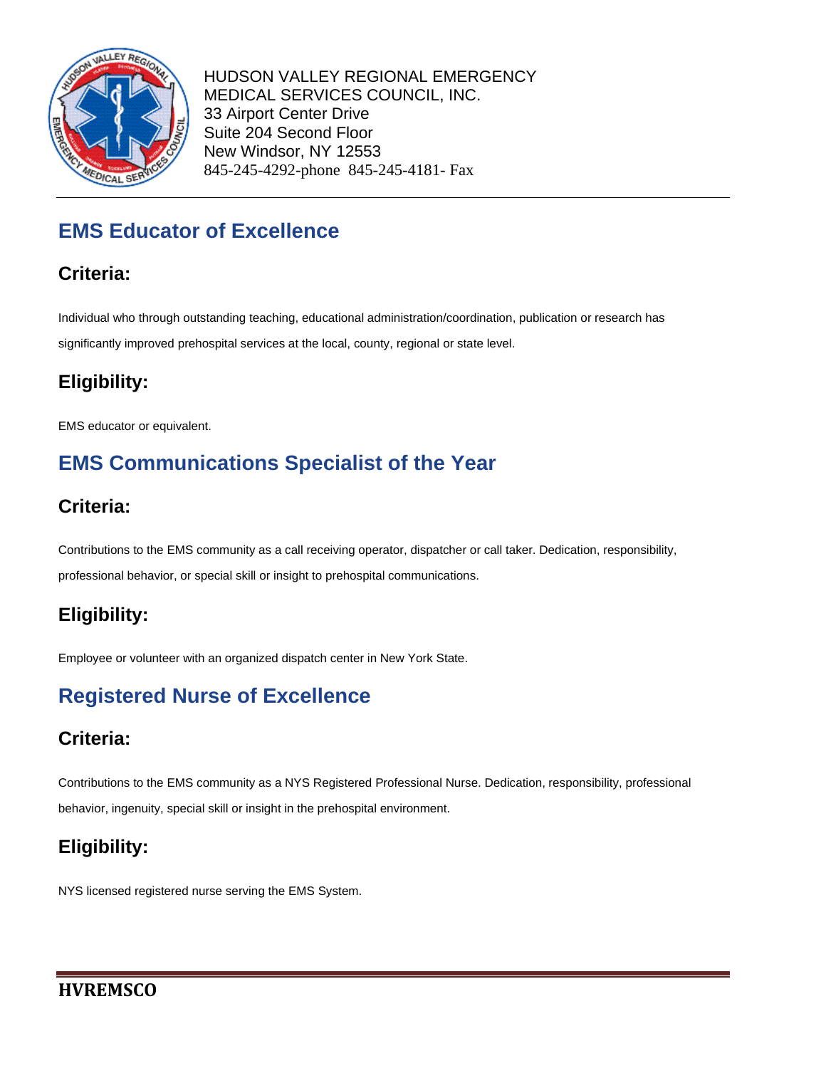HUDSON VALLEY REGIONAL EMERGENCY MEDICAL SERVICES COUNCIL, INC.
33 Airport Center Drive
Suite 204 Second Floor
New Windsor, NY 12553
845-245-4292-phone 845-245-4181- Fax

## EMS Educator of Excellence

### Criteria:

Individual who through outstanding teaching, educational administration/coordination, publication or research has significantly improved prehospital services at the local, county, regional or state level.

### Eligibility:

EMS educator or equivalent.

## EMS Communications Specialist of the Year

### Criteria:

Contributions to the EMS community as a call receiving operator, dispatcher or call taker. Dedication, responsibility, professional behavior, or special skill or insight to prehospital communications.

### Eligibility:

Employee or volunteer with an organized dispatch center in New York State.

## Registered Nurse of Excellence

### Criteria:

Contributions to the EMS community as a NYS Registered Professional Nurse. Dedication, responsibility, professional behavior, ingenuity, special skill or insight in the prehospital environment.

### Eligibility:

NYS licensed registered nurse serving the EMS System.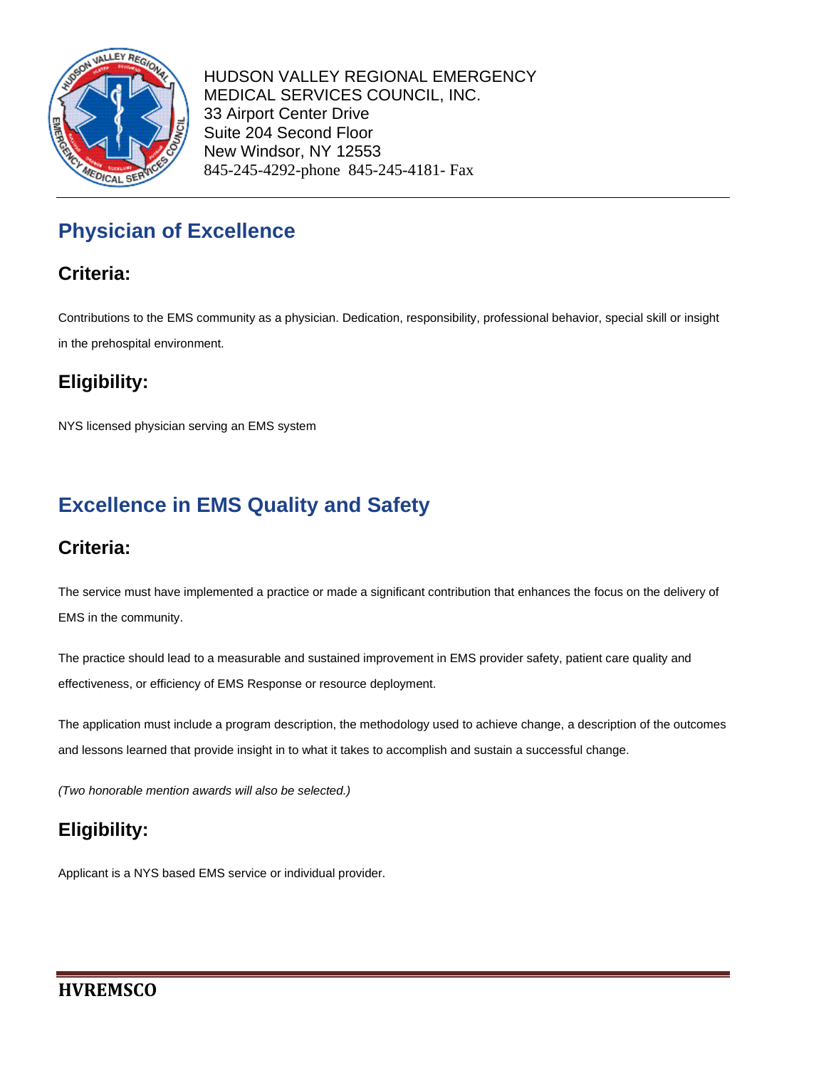HUDSON VALLEY REGIONAL EMERGENCY MEDICAL SERVICES COUNCIL, INC.
33 Airport Center Drive
Suite 204 Second Floor
New Windsor, NY 12553
845-245-4292-phone 845-245-4181- Fax

## Physician of Excellence

### Criteria:

Contributions to the EMS community as a physician. Dedication, responsibility, professional behavior, special skill or insight in the prehospital environment.

### Eligibility:

NYS licensed physician serving an EMS system

## Excellence in EMS Quality and Safety

### Criteria:

The service must have implemented a practice or made a significant contribution that enhances the focus on the delivery of EMS in the community.

The practice should lead to a measurable and sustained improvement in EMS provider safety, patient care quality and effectiveness, or efficiency of EMS Response or resource deployment.

The application must include a program description, the methodology used to achieve change, a description of the outcomes and lessons learned that provide insight in to what it takes to accomplish and sustain a successful change.

*(Two honorable mention awards will also be selected.)*

### Eligibility:

Applicant is a NYS based EMS service or individual provider.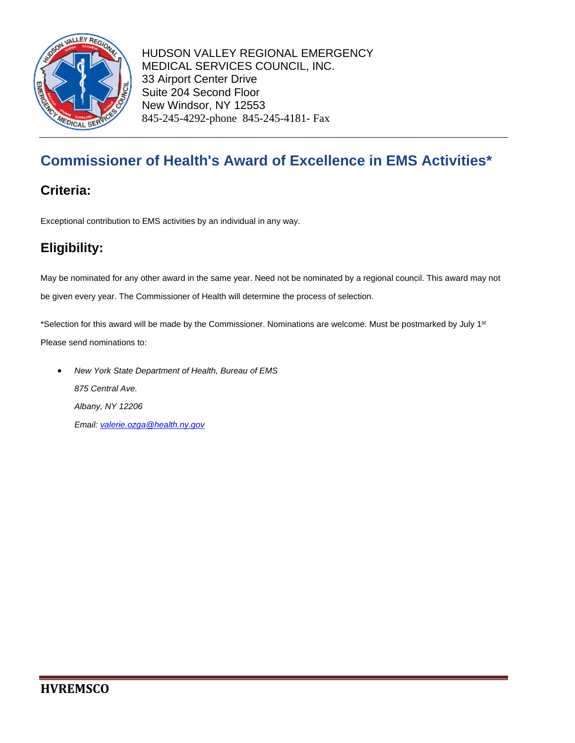HUDSON VALLEY REGIONAL EMERGENCY MEDICAL SERVICES COUNCIL, INC.
33 Airport Center Drive
Suite 204 Second Floor
New Windsor, NY 12553
845-245-4292-phone 845-245-4181- Fax

---

# Commissioner of Health's Award of Excellence in EMS Activities*

## Criteria:

Exceptional contribution to EMS activities by an individual in any way.

## Eligibility:

May be nominated for any other award in the same year. Need not be nominated by a regional council. This award may not be given every year. The Commissioner of Health will determine the process of selection.

*Selection for this award will be made by the Commissioner. Nominations are welcome. Must be postmarked by July 1st

Please send nominations to:

- *New York State Department of Health, Bureau of EMS*
  *875 Central Ave.*
  *Albany, NY 12206*
  *Email: valerie.ozga@health.ny.gov*

**HVREMSCO**